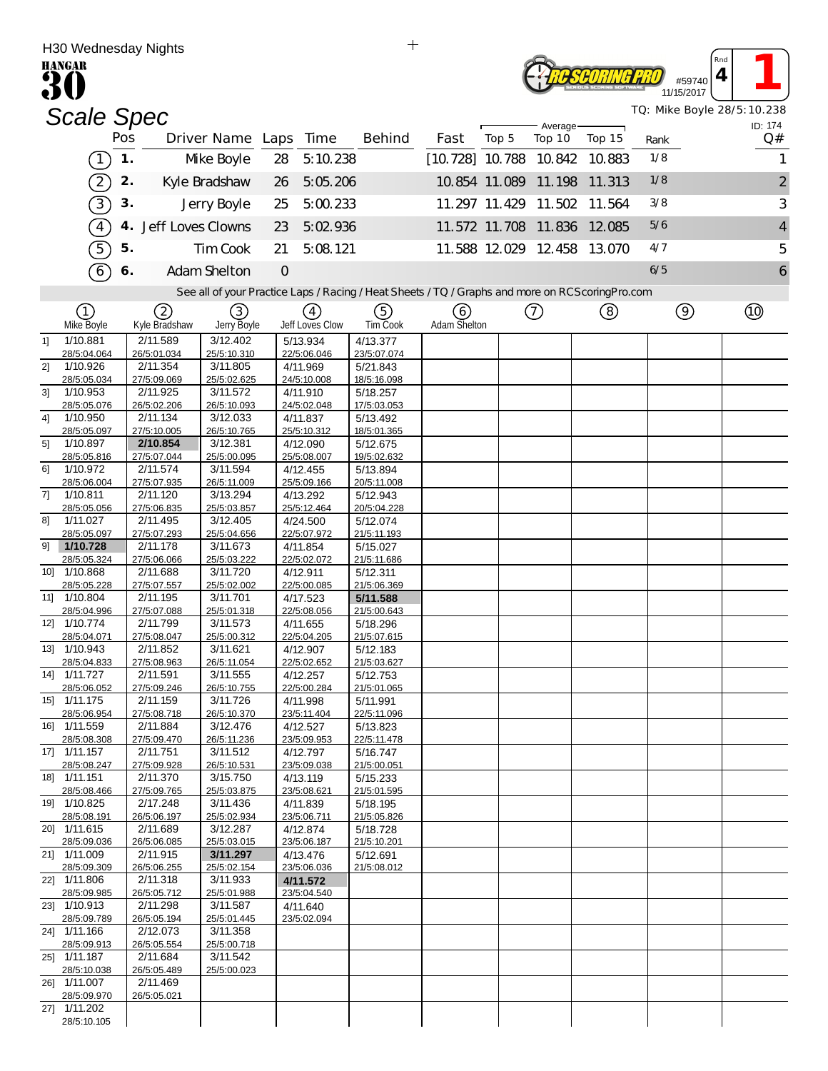H30 Wednesday Nights

HANGAR 30

#59740 11/15/2017 Rnd 4 **1**

# Scale Spec

TQ: Mike Boyle 28/5:10.238

ID: 174

| | Pos | Driver Name | Laps | Time | Behind | Fast | Top 5 | Top 10 | Top 15 | Rank | Q# |
|---|---|---|---|---|---|---|---|---|---|---|---|
| 1 | 1. | Mike Boyle | 28 | 5:10.238 | | [10.728] | 10.788 | 10.842 | 10.883 | 1/8 | 1 |
| 2 | 2. | Kyle Bradshaw | 26 | 5:05.206 | | 10.854 | 11.089 | 11.198 | 11.313 | 1/8 | 2 |
| 3 | 3. | Jerry Boyle | 25 | 5:00.233 | | 11.297 | 11.429 | 11.502 | 11.564 | 3/8 | 3 |
| 4 | 4. | Jeff Loves Clowns | 23 | 5:02.936 | | 11.572 | 11.708 | 11.836 | 12.085 | 5/6 | 4 |
| 5 | 5. | Tim Cook | 21 | 5:08.121 | | 11.588 | 12.029 | 12.458 | 13.070 | 4/7 | 5 |
| 6 | 6. | Adam Shelton | 0 | | | | | | | 6/5 | 6 |

See all of your Practice Laps / Racing / Heat Sheets / TQ / Graphs and more on RCScoringPro.com

| Lap | 1 Mike Boyle | 2 Kyle Bradshaw | 3 Jerry Boyle | 4 Jeff Loves Clow | 5 Tim Cook | 6 Adam Shelton | 7 | 8 | 9 | 10 |
|---|---|---|---|---|---|---|---|---|---|---|
| 1] | 1/10.881 28/5:04.064 | 2/11.589 26/5:01.034 | 3/12.402 25/5:10.310 | 5/13.934 22/5:06.046 | 4/13.377 23/5:07.074 | | | | | |
| 2] | 1/10.926 28/5:05.034 | 2/11.354 27/5:09.069 | 3/11.805 25/5:02.625 | 4/11.969 24/5:10.008 | 5/21.843 18/5:16.098 | | | | | |
| 3] | 1/10.953 28/5:05.076 | 2/11.925 26/5:02.206 | 3/11.572 26/5:10.093 | 4/11.910 24/5:02.048 | 5/18.257 17/5:03.053 | | | | | |
| 4] | 1/10.950 28/5:05.097 | 2/11.134 27/5:10.005 | 3/12.033 26/5:10.765 | 4/11.837 25/5:10.312 | 5/13.492 18/5:01.365 | | | | | |
| 5] | 1/10.897 28/5:05.816 | **2/10.854** 27/5:07.044 | 3/12.381 25/5:00.095 | 4/12.090 25/5:08.007 | 5/12.675 19/5:02.632 | | | | | |
| 6] | 1/10.972 28/5:06.004 | 2/11.574 27/5:07.935 | 3/11.594 26/5:11.009 | 4/12.455 25/5:09.166 | 5/13.894 20/5:11.008 | | | | | |
| 7] | 1/10.811 28/5:05.056 | 2/11.120 27/5:06.835 | 3/13.294 25/5:03.857 | 4/13.292 25/5:12.464 | 5/12.943 20/5:04.228 | | | | | |
| 8] | 1/11.027 28/5:05.097 | 2/11.495 27/5:07.293 | 3/12.405 25/5:04.656 | 4/24.500 22/5:07.972 | 5/12.074 21/5:11.193 | | | | | |
| 9] | **1/10.728** 28/5:05.324 | 2/11.178 27/5:06.066 | 3/11.673 25/5:03.222 | 4/11.854 22/5:02.072 | 5/15.027 21/5:11.686 | | | | | |
| 10] | 1/10.868 28/5:05.228 | 2/11.688 27/5:07.557 | 3/11.720 25/5:02.002 | 4/12.911 22/5:00.085 | 5/12.311 21/5:06.369 | | | | | |
| 11] | 1/10.804 28/5:04.996 | 2/11.195 27/5:07.088 | 3/11.701 25/5:01.318 | 4/17.523 22/5:08.056 | **5/11.588** 21/5:00.643 | | | | | |
| 12] | 1/10.774 28/5:04.071 | 2/11.799 27/5:08.047 | 3/11.573 25/5:00.312 | 4/11.655 22/5:04.205 | 5/18.296 21/5:07.615 | | | | | |
| 13] | 1/10.943 28/5:04.833 | 2/11.852 27/5:08.963 | 3/11.621 26/5:11.054 | 4/12.907 22/5:02.652 | 5/12.183 21/5:03.627 | | | | | |
| 14] | 1/11.727 28/5:06.052 | 2/11.591 27/5:09.246 | 3/11.555 26/5:10.755 | 4/12.257 22/5:00.284 | 5/12.753 21/5:01.065 | | | | | |
| 15] | 1/11.175 28/5:06.954 | 2/11.159 27/5:08.718 | 3/11.726 26/5:10.370 | 4/11.998 23/5:11.404 | 5/11.991 22/5:11.096 | | | | | |
| 16] | 1/11.559 28/5:08.308 | 2/11.884 27/5:09.470 | 3/12.476 26/5:11.236 | 4/12.527 23/5:09.953 | 5/13.823 22/5:11.478 | | | | | |
| 17] | 1/11.157 28/5:08.247 | 2/11.751 27/5:09.928 | 3/11.512 26/5:10.531 | 4/12.797 23/5:09.038 | 5/16.747 21/5:00.051 | | | | | |
| 18] | 1/11.151 28/5:08.466 | 2/11.370 27/5:09.765 | 3/15.750 25/5:03.875 | 4/13.119 23/5:08.621 | 5/15.233 21/5:01.595 | | | | | |
| 19] | 1/10.825 28/5:08.191 | 2/17.248 26/5:06.197 | 3/11.436 25/5:02.934 | 4/11.839 23/5:06.711 | 5/18.195 21/5:05.826 | | | | | |
| 20] | 1/11.615 28/5:09.036 | 2/11.689 26/5:06.085 | 3/12.287 25/5:03.015 | 4/12.874 23/5:06.187 | 5/18.728 21/5:10.201 | | | | | |
| 21] | 1/11.009 28/5:09.309 | 2/11.915 26/5:06.255 | **3/11.297** 25/5:02.154 | 4/13.476 23/5:06.036 | 5/12.691 21/5:08.012 | | | | | |
| 22] | 1/11.806 28/5:09.985 | 2/11.318 26/5:05.712 | 3/11.933 25/5:01.988 | **4/11.572** 23/5:04.540 | | | | | | |
| 23] | 1/10.913 28/5:09.789 | 2/11.298 26/5:05.194 | 3/11.587 25/5:01.445 | 4/11.640 23/5:02.094 | | | | | | |
| 24] | 1/11.166 28/5:09.913 | 2/12.073 26/5:05.554 | 3/11.358 25/5:00.718 | | | | | | | |
| 25] | 1/11.187 28/5:10.038 | 2/11.684 26/5:05.489 | 3/11.542 25/5:00.023 | | | | | | | |
| 26] | 1/11.007 28/5:09.970 | 2/11.469 26/5:05.021 | | | | | | | | |
| 27] | 1/11.202 28/5:10.105 | | | | | | | | | |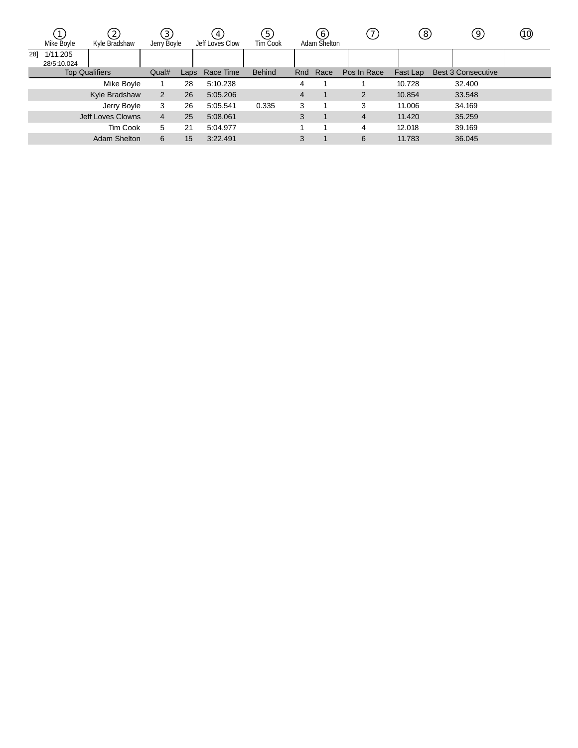| ① Mike Boyle | ② Kyle Bradshaw | ③ Jerry Boyle | ④ Jeff Loves Clow | ⑤ Tim Cook | ⑥ Adam Shelton | ⑦ | ⑧ | ⑨ | ⑩ |
|---|---|---|---|---|---|---|---|---|---|
| 28] 1/11.205 28/5:10.024 | | | | | | | | | |

| Top Qualifiers | Qual# | Laps | Race Time | Behind | Rnd | Race | Pos In Race | Fast Lap | Best 3 Consecutive |
|---|---|---|---|---|---|---|---|---|---|
| Mike Boyle | 1 | 28 | 5:10.238 | | 4 | 1 | 1 | 10.728 | 32.400 |
| Kyle Bradshaw | 2 | 26 | 5:05.206 | | 4 | 1 | 2 | 10.854 | 33.548 |
| Jerry Boyle | 3 | 26 | 5:05.541 | 0.335 | 3 | 1 | 3 | 11.006 | 34.169 |
| Jeff Loves Clowns | 4 | 25 | 5:08.061 | | 3 | 1 | 4 | 11.420 | 35.259 |
| Tim Cook | 5 | 21 | 5:04.977 | | 1 | 1 | 4 | 12.018 | 39.169 |
| Adam Shelton | 6 | 15 | 3:22.491 | | 3 | 1 | 6 | 11.783 | 36.045 |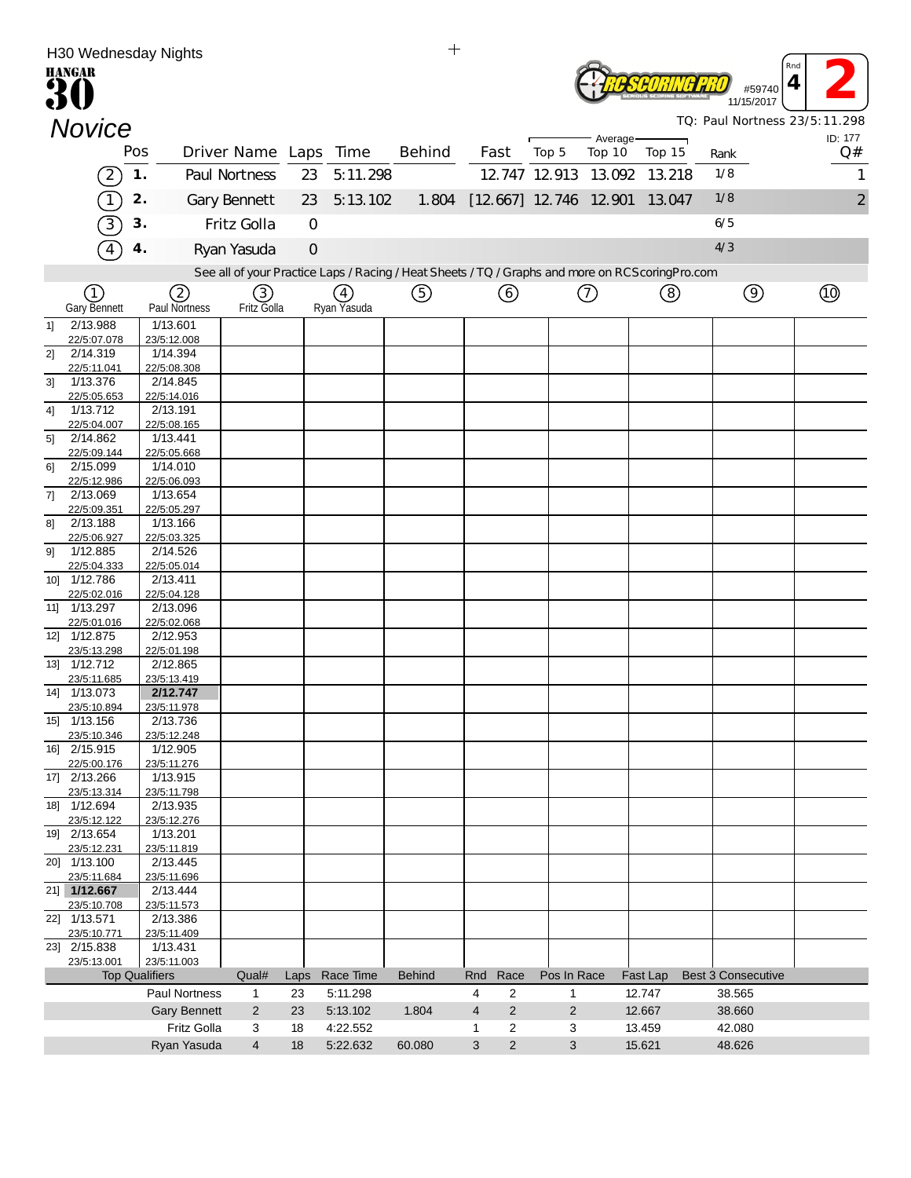H30 Wednesday Nights

HANGAR 30

RC SCORING PRO

#59740 11/15/2017

Rnd 4 | 2

# Novice

TQ: Paul Nortness 23/5:11.298

ID: 177

| | Pos | Driver Name | Laps | Time | Behind | Fast | Average Top 5 | Average Top 10 | Average Top 15 | Rank | Q# |
|---|---|---|---|---|---|---|---|---|---|---|---|
| (2) | 1. | Paul Nortness | 23 | 5:11.298 | | 12.747 | 12.913 | 13.092 | 13.218 | 1/8 | 1 |
| (1) | 2. | Gary Bennett | 23 | 5:13.102 | 1.804 | [12.667] | 12.746 | 12.901 | 13.047 | 1/8 | 2 |
| (3) | 3. | Fritz Golla | 0 | | | | | | | 6/5 | |
| (4) | 4. | Ryan Yasuda | 0 | | | | | | | 4/3 | |

See all of your Practice Laps / Racing / Heat Sheets / TQ / Graphs and more on RCScoringPro.com

| | (1) Gary Bennett | (2) Paul Nortness | (3) Fritz Golla | (4) Ryan Yasuda | (5) | (6) | (7) | (8) | (9) | (10) |
|---|---|---|---|---|---|---|---|---|---|---|
| 1] | 2/13.988 22/5:07.078 | 1/13.601 23/5:12.008 | | | | | | | | |
| 2] | 2/14.319 22/5:11.041 | 1/14.394 22/5:08.308 | | | | | | | | |
| 3] | 1/13.376 22/5:05.653 | 2/14.845 22/5:14.016 | | | | | | | | |
| 4] | 1/13.712 22/5:04.007 | 2/13.191 22/5:08.165 | | | | | | | | |
| 5] | 2/14.862 22/5:09.144 | 1/13.441 22/5:05.668 | | | | | | | | |
| 6] | 2/15.099 22/5:12.986 | 1/14.010 22/5:06.093 | | | | | | | | |
| 7] | 2/13.069 22/5:09.351 | 1/13.654 22/5:05.297 | | | | | | | | |
| 8] | 2/13.188 22/5:06.927 | 1/13.166 22/5:03.325 | | | | | | | | |
| 9] | 1/12.885 22/5:04.333 | 2/14.526 22/5:05.014 | | | | | | | | |
| 10] | 1/12.786 22/5:02.016 | 2/13.411 22/5:04.128 | | | | | | | | |
| 11] | 1/13.297 22/5:01.016 | 2/13.096 22/5:02.068 | | | | | | | | |
| 12] | 1/12.875 23/5:13.298 | 2/12.953 22/5:01.198 | | | | | | | | |
| 13] | 1/12.712 23/5:11.685 | 2/12.865 23/5:13.419 | | | | | | | | |
| 14] | 1/13.073 23/5:10.894 | **2/12.747** 23/5:11.978 | | | | | | | | |
| 15] | 1/13.156 23/5:10.346 | 2/13.736 23/5:12.248 | | | | | | | | |
| 16] | 2/15.915 22/5:00.176 | 1/12.905 23/5:11.276 | | | | | | | | |
| 17] | 2/13.266 23/5:13.314 | 1/13.915 23/5:11.798 | | | | | | | | |
| 18] | 1/12.694 23/5:12.122 | 2/13.935 23/5:12.276 | | | | | | | | |
| 19] | 2/13.654 23/5:12.231 | 1/13.201 23/5:11.819 | | | | | | | | |
| 20] | 1/13.100 23/5:11.684 | 2/13.445 23/5:11.696 | | | | | | | | |
| 21] | **1/12.667** 23/5:10.708 | 2/13.444 23/5:11.573 | | | | | | | | |
| 22] | 1/13.571 23/5:10.771 | 2/13.386 23/5:11.409 | | | | | | | | |
| 23] | 2/15.838 23/5:13.001 | 1/13.431 23/5:11.003 | | | | | | | | |

| Top Qualifiers | Qual# | Laps | Race Time | Behind | Rnd | Race | Pos In Race | Fast Lap | Best 3 Consecutive |
|---|---|---|---|---|---|---|---|---|---|
| Paul Nortness | 1 | 23 | 5:11.298 | | 4 | 2 | 1 | 12.747 | 38.565 |
| Gary Bennett | 2 | 23 | 5:13.102 | 1.804 | 4 | 2 | 2 | 12.667 | 38.660 |
| Fritz Golla | 3 | 18 | 4:22.552 | | 1 | 2 | 3 | 13.459 | 42.080 |
| Ryan Yasuda | 4 | 18 | 5:22.632 | 60.080 | 3 | 2 | 3 | 15.621 | 48.626 |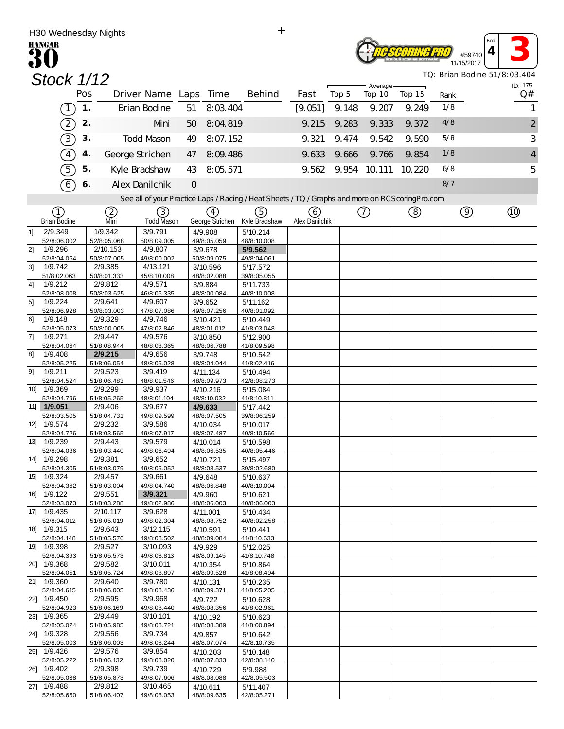H30 Wednesday Nights

**HANGAR 30**

#59740 11/15/2017

Rnd 4 | **3**

# Stock 1/12

TQ: Brian Bodine 51/8:03.404

ID: 175

| | Pos | Driver Name | Laps | Time | Behind | Fast | Average Top 5 | Average Top 10 | Average Top 15 | Rank | Q# |
|---|---|---|---|---|---|---|---|---|---|---|---|
| (1) | 1. | Brian Bodine | 51 | 8:03.404 | | [9.051] | 9.148 | 9.207 | 9.249 | 1/8 | 1 |
| (2) | 2. | Mini | 50 | 8:04.819 | | 9.215 | 9.283 | 9.333 | 9.372 | 4/8 | 2 |
| (3) | 3. | Todd Mason | 49 | 8:07.152 | | 9.321 | 9.474 | 9.542 | 9.590 | 5/8 | 3 |
| (4) | 4. | George Strichen | 47 | 8:09.486 | | 9.633 | 9.666 | 9.766 | 9.854 | 1/8 | 4 |
| (5) | 5. | Kyle Bradshaw | 43 | 8:05.571 | | 9.562 | 9.954 | 10.111 | 10.220 | 6/8 | 5 |
| (6) | 6. | Alex Danilchik | 0 | | | | | | | 8/7 | |

See all of your Practice Laps / Racing / Heat Sheets / TQ / Graphs and more on RCScoringPro.com

| Lap | (1) Brian Bodine | (2) Mini | (3) Todd Mason | (4) George Strichen | (5) Kyle Bradshaw | (6) Alex Danilchik | (7) | (8) | (9) | (10) |
|---|---|---|---|---|---|---|---|---|---|---|
| 1] | 2/9.349 52/8:06.002 | 1/9.342 52/8:05.068 | 3/9.791 50/8:09.005 | 4/9.908 49/8:05.059 | 5/10.214 48/8:10.008 | | | | | |
| 2] | 1/9.296 52/8:04.064 | 2/10.153 50/8:07.005 | 4/9.807 49/8:00.002 | 3/9.678 50/8:09.075 | **5/9.562** 49/8:04.061 | | | | | |
| 3] | 1/9.742 51/8:02.063 | 2/9.385 50/8:01.333 | 4/13.121 45/8:10.008 | 3/10.596 48/8:02.088 | 5/17.572 39/8:05.055 | | | | | |
| 4] | 1/9.212 52/8:08.008 | 2/9.812 50/8:03.625 | 4/9.571 46/8:06.335 | 3/9.884 48/8:00.084 | 5/11.733 40/8:10.008 | | | | | |
| 5] | 1/9.224 52/8:06.928 | 2/9.641 50/8:03.003 | 4/9.607 47/8:07.086 | 3/9.652 49/8:07.256 | 5/11.162 40/8:01.092 | | | | | |
| 6] | 1/9.148 52/8:05.073 | 2/9.329 50/8:00.005 | 4/9.746 47/8:02.846 | 3/10.421 48/8:01.012 | 5/10.449 41/8:03.048 | | | | | |
| 7] | 1/9.271 52/8:04.064 | 2/9.447 51/8:08.944 | 4/9.576 48/8:08.365 | 3/10.850 48/8:06.788 | 5/12.900 41/8:09.598 | | | | | |
| 8] | 1/9.408 52/8:05.225 | **2/9.215** 51/8:06.054 | 4/9.656 48/8:05.028 | 3/9.748 48/8:04.044 | 5/10.542 41/8:02.416 | | | | | |
| 9] | 1/9.211 52/8:04.524 | 2/9.523 51/8:06.483 | 3/9.419 48/8:01.546 | 4/11.134 48/8:09.973 | 5/10.494 42/8:08.273 | | | | | |
| 10] | 1/9.369 52/8:04.796 | 2/9.299 51/8:05.265 | 3/9.937 48/8:01.104 | 4/10.216 48/8:10.032 | 5/15.084 41/8:10.811 | | | | | |
| 11] | **1/9.051** 52/8:03.505 | 2/9.406 51/8:04.731 | 3/9.677 49/8:09.599 | **4/9.633** 48/8:07.505 | 5/17.442 39/8:06.259 | | | | | |
| 12] | 1/9.574 52/8:04.726 | 2/9.232 51/8:03.565 | 3/9.586 49/8:07.917 | 4/10.034 48/8:07.487 | 5/10.017 40/8:10.566 | | | | | |
| 13] | 1/9.239 52/8:04.036 | 2/9.443 51/8:03.440 | 3/9.579 49/8:06.494 | 4/10.014 48/8:06.535 | 5/10.598 40/8:05.446 | | | | | |
| 14] | 1/9.298 52/8:04.305 | 2/9.381 51/8:03.079 | 3/9.652 49/8:05.052 | 4/10.721 48/8:08.537 | 5/15.497 39/8:02.680 | | | | | |
| 15] | 1/9.324 52/8:04.362 | 2/9.457 51/8:03.004 | 3/9.661 49/8:04.740 | 4/9.648 48/8:06.848 | 5/10.637 40/8:10.004 | | | | | |
| 16] | 1/9.122 52/8:03.073 | 2/9.551 51/8:03.288 | **3/9.321** 49/8:02.986 | 4/9.960 48/8:06.003 | 5/10.621 40/8:06.003 | | | | | |
| 17] | 1/9.435 52/8:04.012 | 2/10.117 51/8:05.019 | 3/9.628 49/8:02.304 | 4/11.001 48/8:08.752 | 5/10.434 40/8:02.258 | | | | | |
| 18] | 1/9.315 52/8:04.148 | 2/9.643 51/8:05.576 | 3/12.115 49/8:08.502 | 4/10.591 48/8:09.084 | 5/10.441 41/8:10.633 | | | | | |
| 19] | 1/9.398 52/8:04.393 | 2/9.527 51/8:05.573 | 3/10.093 49/8:08.813 | 4/9.929 48/8:09.145 | 5/12.025 41/8:10.748 | | | | | |
| 20] | 1/9.368 52/8:04.051 | 2/9.582 51/8:05.724 | 3/10.011 49/8:08.897 | 4/10.354 48/8:09.528 | 5/10.864 41/8:08.494 | | | | | |
| 21] | 1/9.360 52/8:04.615 | 2/9.640 51/8:06.005 | 3/9.780 49/8:08.436 | 4/10.131 48/8:09.371 | 5/10.235 41/8:05.205 | | | | | |
| 22] | 1/9.450 52/8:04.923 | 2/9.595 51/8:06.169 | 3/9.968 49/8:08.440 | 4/9.722 48/8:08.356 | 5/10.628 41/8:02.961 | | | | | |
| 23] | 1/9.365 52/8:05.024 | 2/9.449 51/8:05.985 | 3/10.101 49/8:08.721 | 4/10.192 48/8:08.389 | 5/10.623 41/8:00.894 | | | | | |
| 24] | 1/9.328 52/8:05.003 | 2/9.556 51/8:06.003 | 3/9.734 49/8:08.244 | 4/9.857 48/8:07.074 | 5/10.642 42/8:10.735 | | | | | |
| 25] | 1/9.426 52/8:05.222 | 2/9.576 51/8:06.132 | 3/9.854 49/8:08.020 | 4/10.203 48/8:07.833 | 5/10.148 42/8:08.140 | | | | | |
| 26] | 1/9.402 52/8:05.038 | 2/9.398 51/8:05.873 | 3/9.739 49/8:07.606 | 4/10.729 48/8:08.088 | 5/9.988 42/8:05.503 | | | | | |
| 27] | 1/9.488 52/8:05.660 | 2/9.812 51/8:06.407 | 3/10.465 49/8:08.053 | 4/10.611 48/8:09.635 | 5/11.407 42/8:05.271 | | | | | |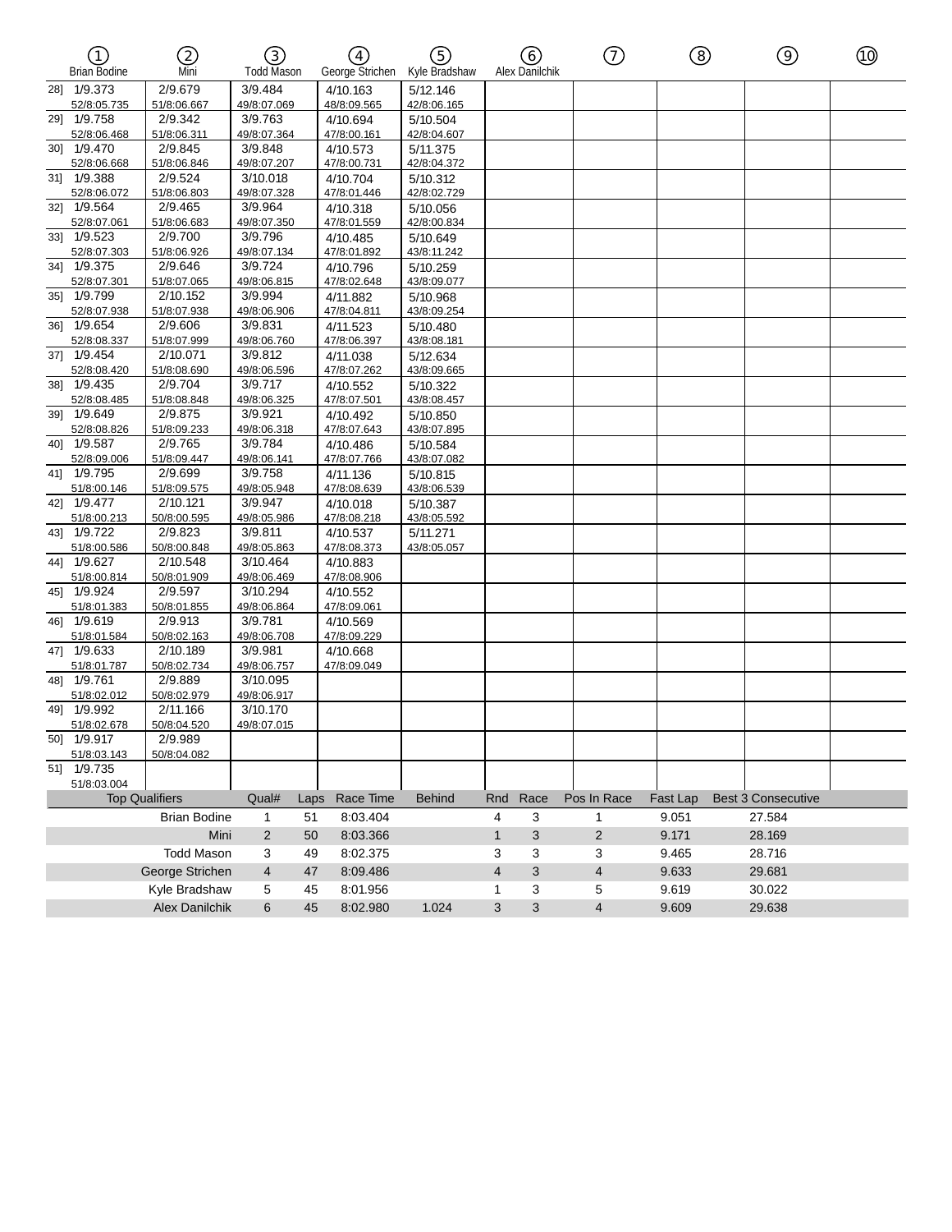| Lap | ① Brian Bodine | ② Mini | ③ Todd Mason | ④ George Strichen | ⑤ Kyle Bradshaw | ⑥ Alex Danilchik | ⑦ | ⑧ | ⑨ | ⑩ |
|---|---|---|---|---|---|---|---|---|---|---|
| 28] | 1/9.373 52/8:05.735 | 2/9.679 51/8:06.667 | 3/9.484 49/8:07.069 | 4/10.163 48/8:09.565 | 5/12.146 42/8:06.165 | | | | | |
| 29] | 1/9.758 52/8:06.468 | 2/9.342 51/8:06.311 | 3/9.763 49/8:07.364 | 4/10.694 47/8:00.161 | 5/10.504 42/8:04.607 | | | | | |
| 30] | 1/9.470 52/8:06.668 | 2/9.845 51/8:06.846 | 3/9.848 49/8:07.207 | 4/10.573 47/8:00.731 | 5/11.375 42/8:04.372 | | | | | |
| 31] | 1/9.388 52/8:06.072 | 2/9.524 51/8:06.803 | 3/10.018 49/8:07.328 | 4/10.704 47/8:01.446 | 5/10.312 42/8:02.729 | | | | | |
| 32] | 1/9.564 52/8:07.061 | 2/9.465 51/8:06.683 | 3/9.964 49/8:07.350 | 4/10.318 47/8:01.559 | 5/10.056 42/8:00.834 | | | | | |
| 33] | 1/9.523 52/8:07.303 | 2/9.700 51/8:06.926 | 3/9.796 49/8:07.134 | 4/10.485 47/8:01.892 | 5/10.649 43/8:11.242 | | | | | |
| 34] | 1/9.375 52/8:07.301 | 2/9.646 51/8:07.065 | 3/9.724 49/8:06.815 | 4/10.796 47/8:02.648 | 5/10.259 43/8:09.077 | | | | | |
| 35] | 1/9.799 52/8:07.938 | 2/10.152 51/8:07.938 | 3/9.994 49/8:06.906 | 4/11.882 47/8:04.811 | 5/10.968 43/8:09.254 | | | | | |
| 36] | 1/9.654 52/8:08.337 | 2/9.606 51/8:07.999 | 3/9.831 49/8:06.760 | 4/11.523 47/8:06.397 | 5/10.480 43/8:08.181 | | | | | |
| 37] | 1/9.454 52/8:08.420 | 2/10.071 51/8:08.690 | 3/9.812 49/8:06.596 | 4/11.038 47/8:07.262 | 5/12.634 43/8:09.665 | | | | | |
| 38] | 1/9.435 52/8:08.485 | 2/9.704 51/8:08.848 | 3/9.717 49/8:06.325 | 4/10.552 47/8:07.501 | 5/10.322 43/8:08.457 | | | | | |
| 39] | 1/9.649 52/8:08.826 | 2/9.875 51/8:09.233 | 3/9.921 49/8:06.318 | 4/10.492 47/8:07.643 | 5/10.850 43/8:07.895 | | | | | |
| 40] | 1/9.587 52/8:09.006 | 2/9.765 51/8:09.447 | 3/9.784 49/8:06.141 | 4/10.486 47/8:07.766 | 5/10.584 43/8:07.082 | | | | | |
| 41] | 1/9.795 51/8:00.146 | 2/9.699 51/8:09.575 | 3/9.758 49/8:05.948 | 4/11.136 47/8:08.639 | 5/10.815 43/8:06.539 | | | | | |
| 42] | 1/9.477 51/8:00.213 | 2/10.121 50/8:00.595 | 3/9.947 49/8:05.986 | 4/10.018 47/8:08.218 | 5/10.387 43/8:05.592 | | | | | |
| 43] | 1/9.722 51/8:00.586 | 2/9.823 50/8:00.848 | 3/9.811 49/8:05.863 | 4/10.537 47/8:08.373 | 5/11.271 43/8:05.057 | | | | | |
| 44] | 1/9.627 51/8:00.814 | 2/10.548 50/8:01.909 | 3/10.464 49/8:06.469 | 4/10.883 47/8:08.906 | | | | | | |
| 45] | 1/9.924 51/8:01.383 | 2/9.597 50/8:01.855 | 3/10.294 49/8:06.864 | 4/10.552 47/8:09.061 | | | | | | |
| 46] | 1/9.619 51/8:01.584 | 2/9.913 50/8:02.163 | 3/9.781 49/8:06.708 | 4/10.569 47/8:09.229 | | | | | | |
| 47] | 1/9.633 51/8:01.787 | 2/10.189 50/8:02.734 | 3/9.981 49/8:06.757 | 4/10.668 47/8:09.049 | | | | | | |
| 48] | 1/9.761 51/8:02.012 | 2/9.889 50/8:02.979 | 3/10.095 49/8:06.917 | | | | | | | |
| 49] | 1/9.992 51/8:02.678 | 2/11.166 50/8:04.520 | 3/10.170 49/8:07.015 | | | | | | | |
| 50] | 1/9.917 51/8:03.143 | 2/9.989 50/8:04.082 | | | | | | | | |
| 51] | 1/9.735 51/8:03.004 | | | | | | | | | |

| Top Qualifiers | Qual# | Laps | Race Time | Behind | Rnd | Race | Pos In Race | Fast Lap | Best 3 Consecutive |
|---|---|---|---|---|---|---|---|---|---|
| Brian Bodine | 1 | 51 | 8:03.404 | | 4 | 3 | 1 | 9.051 | 27.584 |
| Mini | 2 | 50 | 8:03.366 | | 1 | 3 | 2 | 9.171 | 28.169 |
| Todd Mason | 3 | 49 | 8:02.375 | | 3 | 3 | 3 | 9.465 | 28.716 |
| George Strichen | 4 | 47 | 8:09.486 | | 4 | 3 | 4 | 9.633 | 29.681 |
| Kyle Bradshaw | 5 | 45 | 8:01.956 | | 1 | 3 | 5 | 9.619 | 30.022 |
| Alex Danilchik | 6 | 45 | 8:02.980 | 1.024 | 3 | 3 | 4 | 9.609 | 29.638 |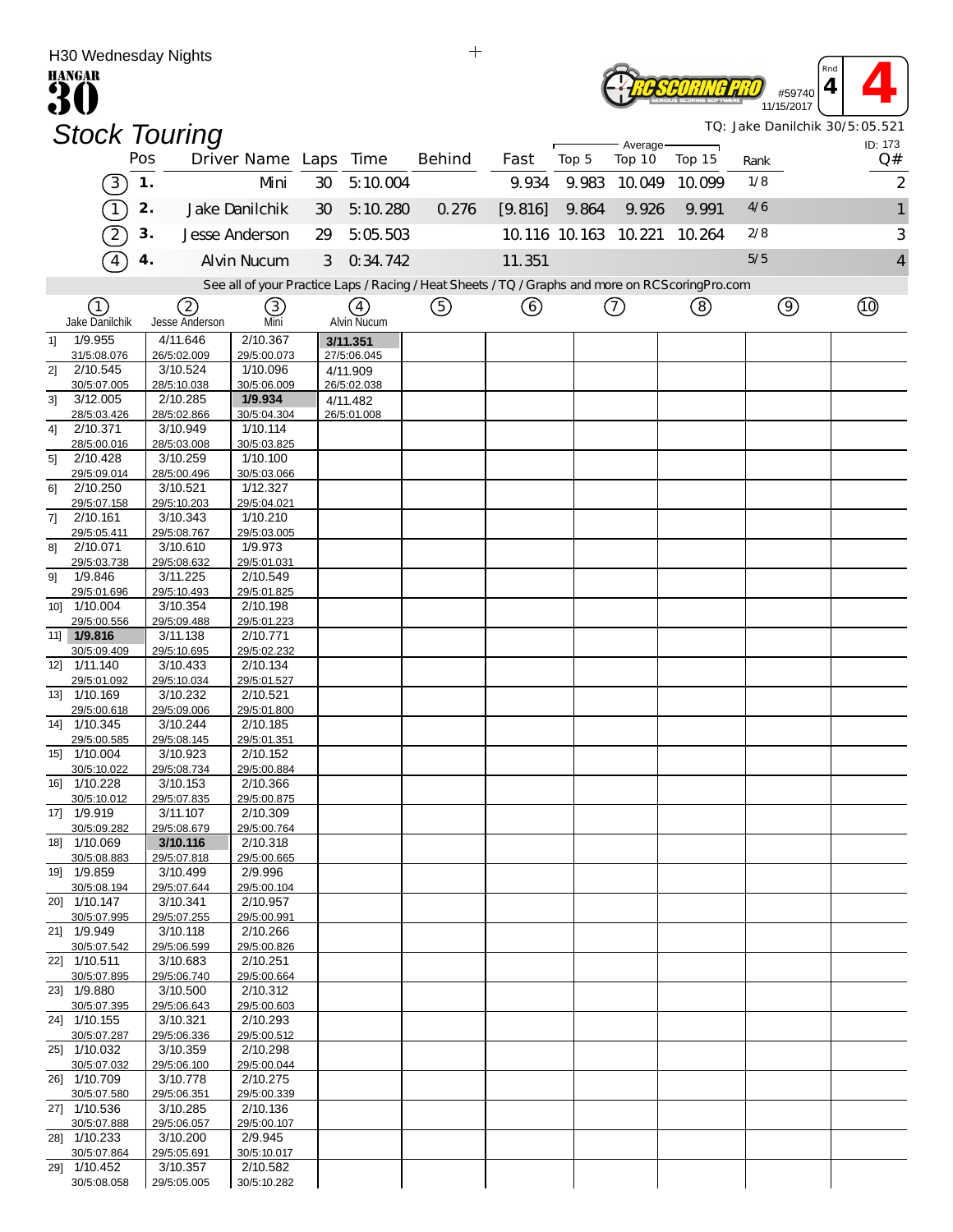H30 Wednesday Nights

HANGAR 30

Rnd 4 — #59740 — 11/15/2017

# Stock Touring

TQ: Jake Danilchik 30/5:05.521

ID: 173

| | Pos | Driver Name | Laps | Time | Behind | Fast | Average Top 5 | Average Top 10 | Average Top 15 | Rank | Q# |
|---|---|---|---|---|---|---|---|---|---|---|---|
| (3) | 1. | Mini | 30 | 5:10.004 | | 9.934 | 9.983 | 10.049 | 10.099 | 1/8 | 2 |
| (1) | 2. | Jake Danilchik | 30 | 5:10.280 | 0.276 | [9.816] | 9.864 | 9.926 | 9.991 | 4/6 | 1 |
| (2) | 3. | Jesse Anderson | 29 | 5:05.503 | | 10.116 | 10.163 | 10.221 | 10.264 | 2/8 | 3 |
| (4) | 4. | Alvin Nucum | 3 | 0:34.742 | | 11.351 | | | | 5/5 | 4 |

See all of your Practice Laps / Racing / Heat Sheets / TQ / Graphs and more on RCScoringPro.com

| Lap | (1) Jake Danilchik | (2) Jesse Anderson | (3) Mini | (4) Alvin Nucum | (5) | (6) | (7) | (8) | (9) | (10) |
|---|---|---|---|---|---|---|---|---|---|---|
| 1] | 1/9.955 31/5:08.076 | 4/11.646 26/5:02.009 | 2/10.367 29/5:00.073 | **3/11.351** 27/5:06.045 | | | | | | |
| 2] | 2/10.545 30/5:07.005 | 3/10.524 28/5:10.038 | 1/10.096 30/5:06.009 | 4/11.909 26/5:02.038 | | | | | | |
| 3] | 3/12.005 28/5:03.426 | 2/10.285 28/5:02.866 | **1/9.934** 30/5:04.304 | 4/11.482 26/5:01.008 | | | | | | |
| 4] | 2/10.371 28/5:00.016 | 3/10.949 28/5:03.008 | 1/10.114 30/5:03.825 | | | | | | | |
| 5] | 2/10.428 29/5:09.014 | 3/10.259 28/5:00.496 | 1/10.100 30/5:03.066 | | | | | | | |
| 6] | 2/10.250 29/5:07.158 | 3/10.521 29/5:10.203 | 1/12.327 29/5:04.021 | | | | | | | |
| 7] | 2/10.161 29/5:05.411 | 3/10.343 29/5:08.767 | 1/10.210 29/5:03.005 | | | | | | | |
| 8] | 2/10.071 29/5:03.738 | 3/10.610 29/5:08.632 | 1/9.973 29/5:01.031 | | | | | | | |
| 9] | 1/9.846 29/5:01.696 | 3/11.225 29/5:10.493 | 2/10.549 29/5:01.825 | | | | | | | |
| 10] | 1/10.004 29/5:00.556 | 3/10.354 29/5:09.488 | 2/10.198 29/5:01.223 | | | | | | | |
| 11] | **1/9.816** 30/5:09.409 | 3/11.138 29/5:10.695 | 2/10.771 29/5:02.232 | | | | | | | |
| 12] | 1/11.140 29/5:01.092 | 3/10.433 29/5:10.034 | 2/10.134 29/5:01.527 | | | | | | | |
| 13] | 1/10.169 29/5:00.618 | 3/10.232 29/5:09.006 | 2/10.521 29/5:01.800 | | | | | | | |
| 14] | 1/10.345 29/5:00.585 | 3/10.244 29/5:08.145 | 2/10.185 29/5:01.351 | | | | | | | |
| 15] | 1/10.004 30/5:10.022 | 3/10.923 29/5:08.734 | 2/10.152 29/5:00.884 | | | | | | | |
| 16] | 1/10.228 30/5:10.012 | 3/10.153 29/5:07.835 | 2/10.366 29/5:00.875 | | | | | | | |
| 17] | 1/9.919 30/5:09.282 | 3/11.107 29/5:08.679 | 2/10.309 29/5:00.764 | | | | | | | |
| 18] | 1/10.069 30/5:08.883 | **3/10.116** 29/5:07.818 | 2/10.318 29/5:00.665 | | | | | | | |
| 19] | 1/9.859 30/5:08.194 | 3/10.499 29/5:07.644 | 2/9.996 29/5:00.104 | | | | | | | |
| 20] | 1/10.147 30/5:07.995 | 3/10.341 29/5:07.255 | 2/10.957 29/5:00.991 | | | | | | | |
| 21] | 1/9.949 30/5:07.542 | 3/10.118 29/5:06.599 | 2/10.266 29/5:00.826 | | | | | | | |
| 22] | 1/10.511 30/5:07.895 | 3/10.683 29/5:06.740 | 2/10.251 29/5:00.664 | | | | | | | |
| 23] | 1/9.880 30/5:07.395 | 3/10.500 29/5:06.643 | 2/10.312 29/5:00.603 | | | | | | | |
| 24] | 1/10.155 30/5:07.287 | 3/10.321 29/5:06.336 | 2/10.293 29/5:00.512 | | | | | | | |
| 25] | 1/10.032 30/5:07.032 | 3/10.359 29/5:06.100 | 2/10.298 29/5:00.044 | | | | | | | |
| 26] | 1/10.709 30/5:07.580 | 3/10.778 29/5:06.351 | 2/10.275 29/5:00.339 | | | | | | | |
| 27] | 1/10.536 30/5:07.888 | 3/10.285 29/5:06.057 | 2/10.136 29/5:00.107 | | | | | | | |
| 28] | 1/10.233 30/5:07.864 | 3/10.200 29/5:05.691 | 2/9.945 30/5:10.017 | | | | | | | |
| 29] | 1/10.452 30/5:08.058 | 3/10.357 29/5:05.005 | 2/10.582 30/5:10.282 | | | | | | | |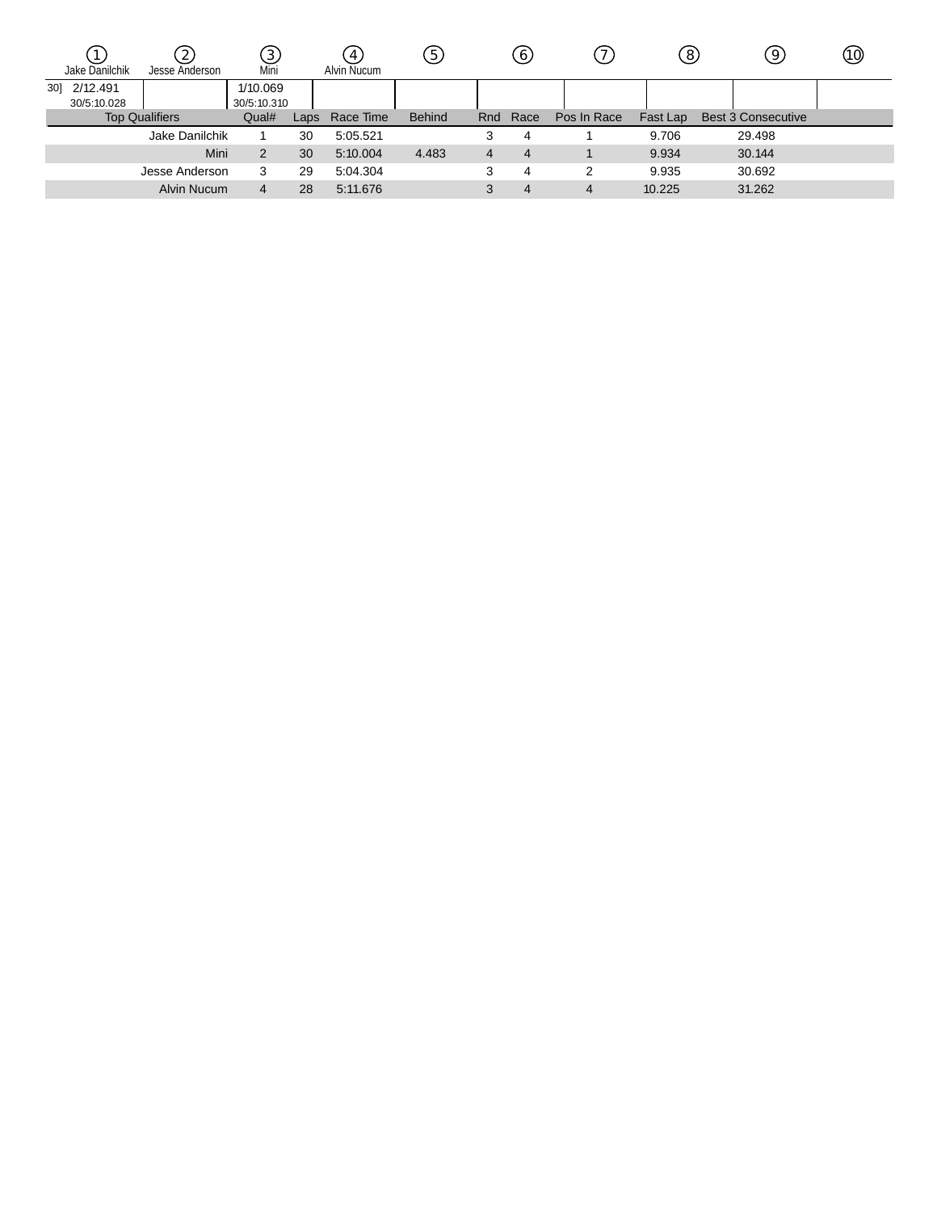| ① Jake Danilchik | ② Jesse Anderson | ③ Mini | ④ Alvin Nucum | ⑤ | ⑥ | ⑦ | ⑧ | ⑨ | ⑩ |
|---|---|---|---|---|---|---|---|---|---|
| 30] 2/12.491 30/5:10.028 | | 1/10.069 30/5:10.310 | | | | | | | |

| Top Qualifiers | Qual# | Laps | Race Time | Behind | Rnd | Race | Pos In Race | Fast Lap | Best 3 Consecutive |
|---|---|---|---|---|---|---|---|---|---|
| Jake Danilchik | 1 | 30 | 5:05.521 | | 3 | 4 | 1 | 9.706 | 29.498 |
| Mini | 2 | 30 | 5:10.004 | 4.483 | 4 | 4 | 1 | 9.934 | 30.144 |
| Jesse Anderson | 3 | 29 | 5:04.304 | | 3 | 4 | 2 | 9.935 | 30.692 |
| Alvin Nucum | 4 | 28 | 5:11.676 | | 3 | 4 | 4 | 10.225 | 31.262 |